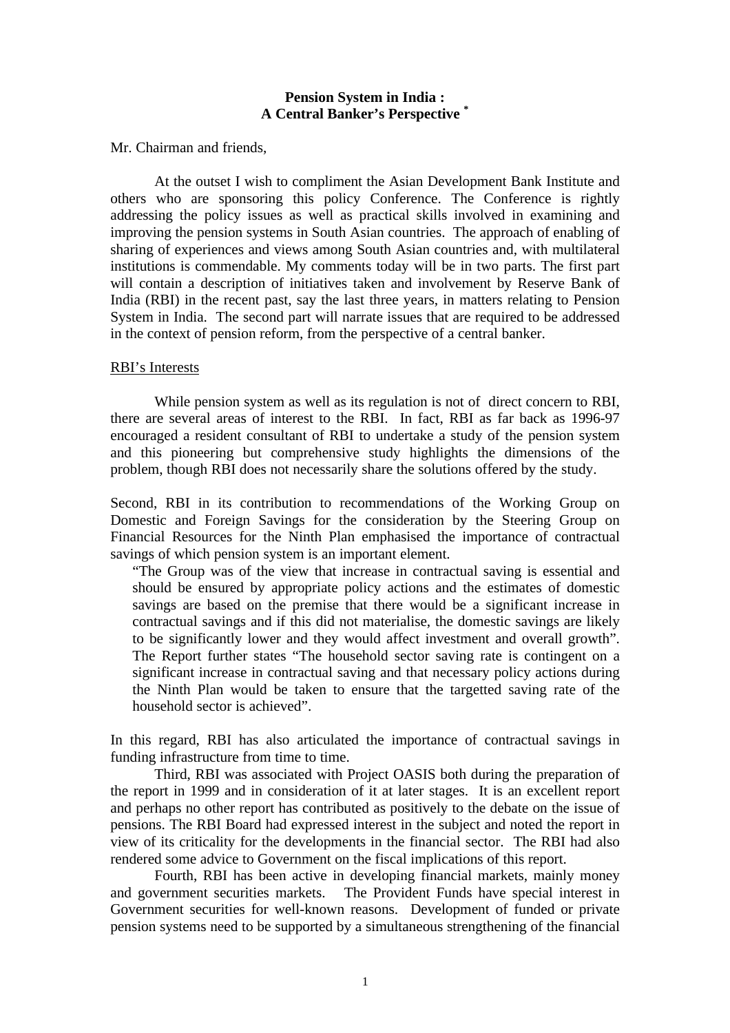**Pension System in India :**
**A Central Banker's Perspective \***

Mr. Chairman and friends,

At the outset I wish to compliment the Asian Development Bank Institute and others who are sponsoring this policy Conference. The Conference is rightly addressing the policy issues as well as practical skills involved in examining and improving the pension systems in South Asian countries. The approach of enabling of sharing of experiences and views among South Asian countries and, with multilateral institutions is commendable. My comments today will be in two parts. The first part will contain a description of initiatives taken and involvement by Reserve Bank of India (RBI) in the recent past, say the last three years, in matters relating to Pension System in India. The second part will narrate issues that are required to be addressed in the context of pension reform, from the perspective of a central banker.

RBI's Interests

While pension system as well as its regulation is not of direct concern to RBI, there are several areas of interest to the RBI. In fact, RBI as far back as 1996-97 encouraged a resident consultant of RBI to undertake a study of the pension system and this pioneering but comprehensive study highlights the dimensions of the problem, though RBI does not necessarily share the solutions offered by the study.

Second, RBI in its contribution to recommendations of the Working Group on Domestic and Foreign Savings for the consideration by the Steering Group on Financial Resources for the Ninth Plan emphasised the importance of contractual savings of which pension system is an important element.

> "The Group was of the view that increase in contractual saving is essential and should be ensured by appropriate policy actions and the estimates of domestic savings are based on the premise that there would be a significant increase in contractual savings and if this did not materialise, the domestic savings are likely to be significantly lower and they would affect investment and overall growth". The Report further states "The household sector saving rate is contingent on a significant increase in contractual saving and that necessary policy actions during the Ninth Plan would be taken to ensure that the targetted saving rate of the household sector is achieved".

In this regard, RBI has also articulated the importance of contractual savings in funding infrastructure from time to time.

Third, RBI was associated with Project OASIS both during the preparation of the report in 1999 and in consideration of it at later stages. It is an excellent report and perhaps no other report has contributed as positively to the debate on the issue of pensions. The RBI Board had expressed interest in the subject and noted the report in view of its criticality for the developments in the financial sector. The RBI had also rendered some advice to Government on the fiscal implications of this report.

Fourth, RBI has been active in developing financial markets, mainly money and government securities markets. The Provident Funds have special interest in Government securities for well-known reasons. Development of funded or private pension systems need to be supported by a simultaneous strengthening of the financial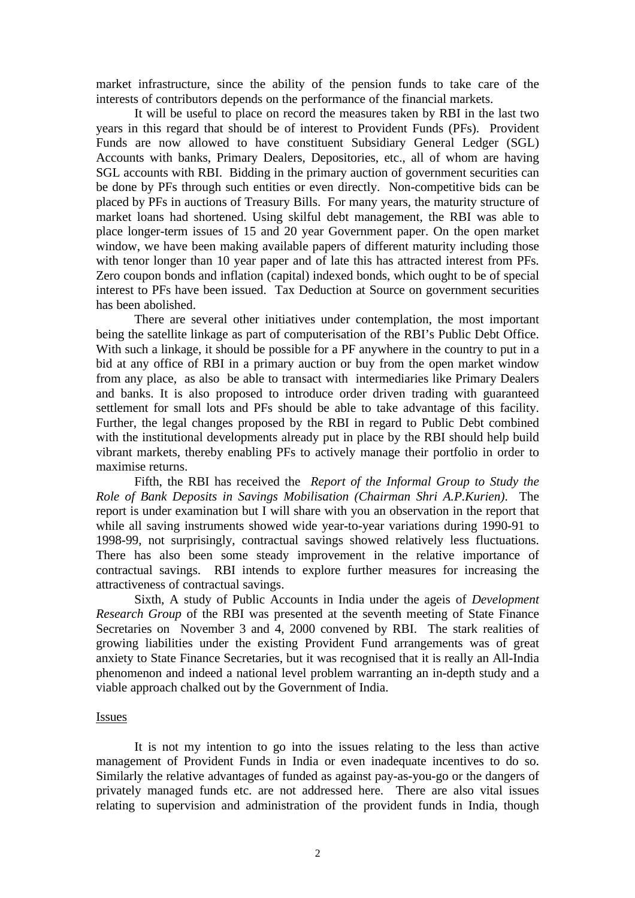market infrastructure, since the ability of the pension funds to take care of the interests of contributors depends on the performance of the financial markets.

It will be useful to place on record the measures taken by RBI in the last two years in this regard that should be of interest to Provident Funds (PFs). Provident Funds are now allowed to have constituent Subsidiary General Ledger (SGL) Accounts with banks, Primary Dealers, Depositories, etc., all of whom are having SGL accounts with RBI. Bidding in the primary auction of government securities can be done by PFs through such entities or even directly. Non-competitive bids can be placed by PFs in auctions of Treasury Bills. For many years, the maturity structure of market loans had shortened. Using skilful debt management, the RBI was able to place longer-term issues of 15 and 20 year Government paper. On the open market window, we have been making available papers of different maturity including those with tenor longer than 10 year paper and of late this has attracted interest from PFs. Zero coupon bonds and inflation (capital) indexed bonds, which ought to be of special interest to PFs have been issued. Tax Deduction at Source on government securities has been abolished.

There are several other initiatives under contemplation, the most important being the satellite linkage as part of computerisation of the RBI's Public Debt Office. With such a linkage, it should be possible for a PF anywhere in the country to put in a bid at any office of RBI in a primary auction or buy from the open market window from any place, as also be able to transact with intermediaries like Primary Dealers and banks. It is also proposed to introduce order driven trading with guaranteed settlement for small lots and PFs should be able to take advantage of this facility. Further, the legal changes proposed by the RBI in regard to Public Debt combined with the institutional developments already put in place by the RBI should help build vibrant markets, thereby enabling PFs to actively manage their portfolio in order to maximise returns.

Fifth, the RBI has received the *Report of the Informal Group to Study the Role of Bank Deposits in Savings Mobilisation (Chairman Shri A.P.Kurien)*. The report is under examination but I will share with you an observation in the report that while all saving instruments showed wide year-to-year variations during 1990-91 to 1998-99, not surprisingly, contractual savings showed relatively less fluctuations. There has also been some steady improvement in the relative importance of contractual savings. RBI intends to explore further measures for increasing the attractiveness of contractual savings.

Sixth, A study of Public Accounts in India under the ageis of *Development Research Group* of the RBI was presented at the seventh meeting of State Finance Secretaries on November 3 and 4, 2000 convened by RBI. The stark realities of growing liabilities under the existing Provident Fund arrangements was of great anxiety to State Finance Secretaries, but it was recognised that it is really an All-India phenomenon and indeed a national level problem warranting an in-depth study and a viable approach chalked out by the Government of India.

## Issues

It is not my intention to go into the issues relating to the less than active management of Provident Funds in India or even inadequate incentives to do so. Similarly the relative advantages of funded as against pay-as-you-go or the dangers of privately managed funds etc. are not addressed here. There are also vital issues relating to supervision and administration of the provident funds in India, though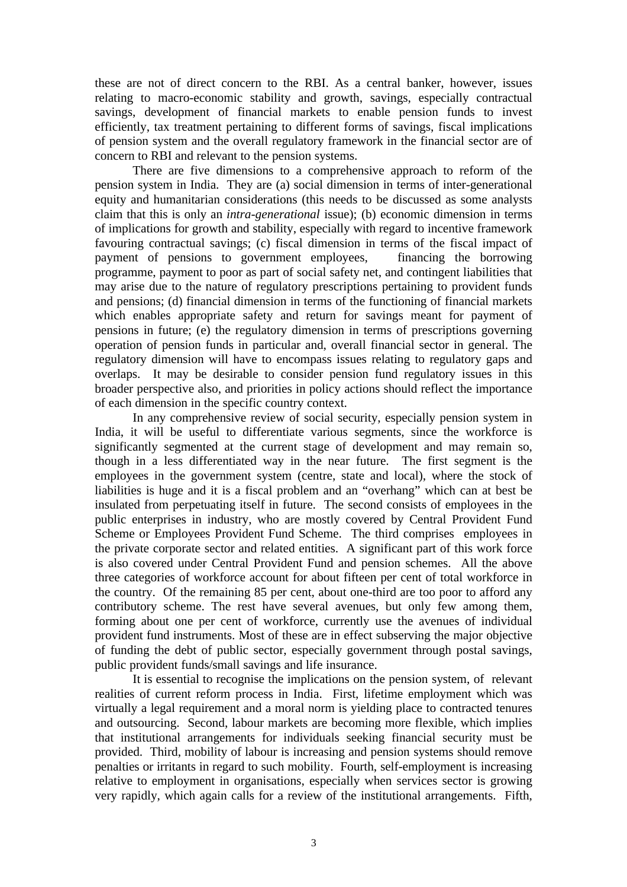these are not of direct concern to the RBI. As a central banker, however, issues relating to macro-economic stability and growth, savings, especially contractual savings, development of financial markets to enable pension funds to invest efficiently, tax treatment pertaining to different forms of savings, fiscal implications of pension system and the overall regulatory framework in the financial sector are of concern to RBI and relevant to the pension systems.

There are five dimensions to a comprehensive approach to reform of the pension system in India. They are (a) social dimension in terms of inter-generational equity and humanitarian considerations (this needs to be discussed as some analysts claim that this is only an *intra-generational* issue); (b) economic dimension in terms of implications for growth and stability, especially with regard to incentive framework favouring contractual savings; (c) fiscal dimension in terms of the fiscal impact of payment of pensions to government employees, financing the borrowing programme, payment to poor as part of social safety net, and contingent liabilities that may arise due to the nature of regulatory prescriptions pertaining to provident funds and pensions; (d) financial dimension in terms of the functioning of financial markets which enables appropriate safety and return for savings meant for payment of pensions in future; (e) the regulatory dimension in terms of prescriptions governing operation of pension funds in particular and, overall financial sector in general. The regulatory dimension will have to encompass issues relating to regulatory gaps and overlaps. It may be desirable to consider pension fund regulatory issues in this broader perspective also, and priorities in policy actions should reflect the importance of each dimension in the specific country context.

In any comprehensive review of social security, especially pension system in India, it will be useful to differentiate various segments, since the workforce is significantly segmented at the current stage of development and may remain so, though in a less differentiated way in the near future. The first segment is the employees in the government system (centre, state and local), where the stock of liabilities is huge and it is a fiscal problem and an "overhang" which can at best be insulated from perpetuating itself in future. The second consists of employees in the public enterprises in industry, who are mostly covered by Central Provident Fund Scheme or Employees Provident Fund Scheme. The third comprises employees in the private corporate sector and related entities. A significant part of this work force is also covered under Central Provident Fund and pension schemes. All the above three categories of workforce account for about fifteen per cent of total workforce in the country. Of the remaining 85 per cent, about one-third are too poor to afford any contributory scheme. The rest have several avenues, but only few among them, forming about one per cent of workforce, currently use the avenues of individual provident fund instruments. Most of these are in effect subserving the major objective of funding the debt of public sector, especially government through postal savings, public provident funds/small savings and life insurance.

It is essential to recognise the implications on the pension system, of relevant realities of current reform process in India. First, lifetime employment which was virtually a legal requirement and a moral norm is yielding place to contracted tenures and outsourcing. Second, labour markets are becoming more flexible, which implies that institutional arrangements for individuals seeking financial security must be provided. Third, mobility of labour is increasing and pension systems should remove penalties or irritants in regard to such mobility. Fourth, self-employment is increasing relative to employment in organisations, especially when services sector is growing very rapidly, which again calls for a review of the institutional arrangements. Fifth,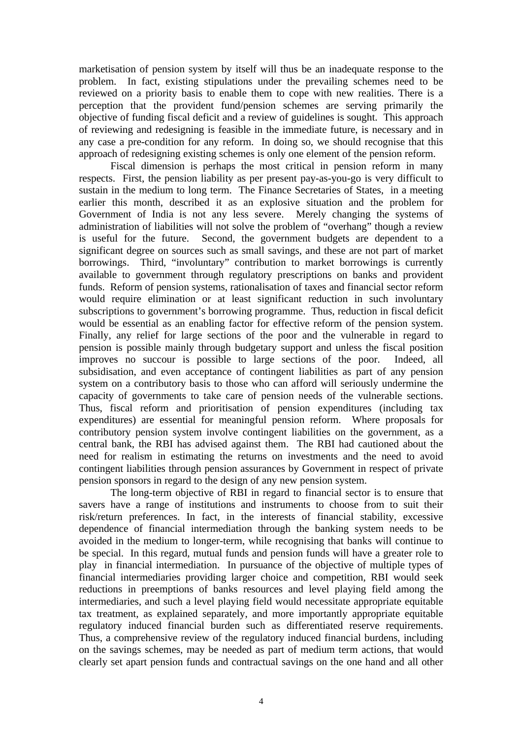marketisation of pension system by itself will thus be an inadequate response to the problem. In fact, existing stipulations under the prevailing schemes need to be reviewed on a priority basis to enable them to cope with new realities. There is a perception that the provident fund/pension schemes are serving primarily the objective of funding fiscal deficit and a review of guidelines is sought. This approach of reviewing and redesigning is feasible in the immediate future, is necessary and in any case a pre-condition for any reform. In doing so, we should recognise that this approach of redesigning existing schemes is only one element of the pension reform.

Fiscal dimension is perhaps the most critical in pension reform in many respects. First, the pension liability as per present pay-as-you-go is very difficult to sustain in the medium to long term. The Finance Secretaries of States, in a meeting earlier this month, described it as an explosive situation and the problem for Government of India is not any less severe. Merely changing the systems of administration of liabilities will not solve the problem of "overhang" though a review is useful for the future. Second, the government budgets are dependent to a significant degree on sources such as small savings, and these are not part of market borrowings. Third, "involuntary" contribution to market borrowings is currently available to government through regulatory prescriptions on banks and provident funds. Reform of pension systems, rationalisation of taxes and financial sector reform would require elimination or at least significant reduction in such involuntary subscriptions to government's borrowing programme. Thus, reduction in fiscal deficit would be essential as an enabling factor for effective reform of the pension system. Finally, any relief for large sections of the poor and the vulnerable in regard to pension is possible mainly through budgetary support and unless the fiscal position improves no succour is possible to large sections of the poor. Indeed, all subsidisation, and even acceptance of contingent liabilities as part of any pension system on a contributory basis to those who can afford will seriously undermine the capacity of governments to take care of pension needs of the vulnerable sections. Thus, fiscal reform and prioritisation of pension expenditures (including tax expenditures) are essential for meaningful pension reform. Where proposals for contributory pension system involve contingent liabilities on the government, as a central bank, the RBI has advised against them. The RBI had cautioned about the need for realism in estimating the returns on investments and the need to avoid contingent liabilities through pension assurances by Government in respect of private pension sponsors in regard to the design of any new pension system.

The long-term objective of RBI in regard to financial sector is to ensure that savers have a range of institutions and instruments to choose from to suit their risk/return preferences. In fact, in the interests of financial stability, excessive dependence of financial intermediation through the banking system needs to be avoided in the medium to longer-term, while recognising that banks will continue to be special. In this regard, mutual funds and pension funds will have a greater role to play in financial intermediation. In pursuance of the objective of multiple types of financial intermediaries providing larger choice and competition, RBI would seek reductions in preemptions of banks resources and level playing field among the intermediaries, and such a level playing field would necessitate appropriate equitable tax treatment, as explained separately, and more importantly appropriate equitable regulatory induced financial burden such as differentiated reserve requirements. Thus, a comprehensive review of the regulatory induced financial burdens, including on the savings schemes, may be needed as part of medium term actions, that would clearly set apart pension funds and contractual savings on the one hand and all other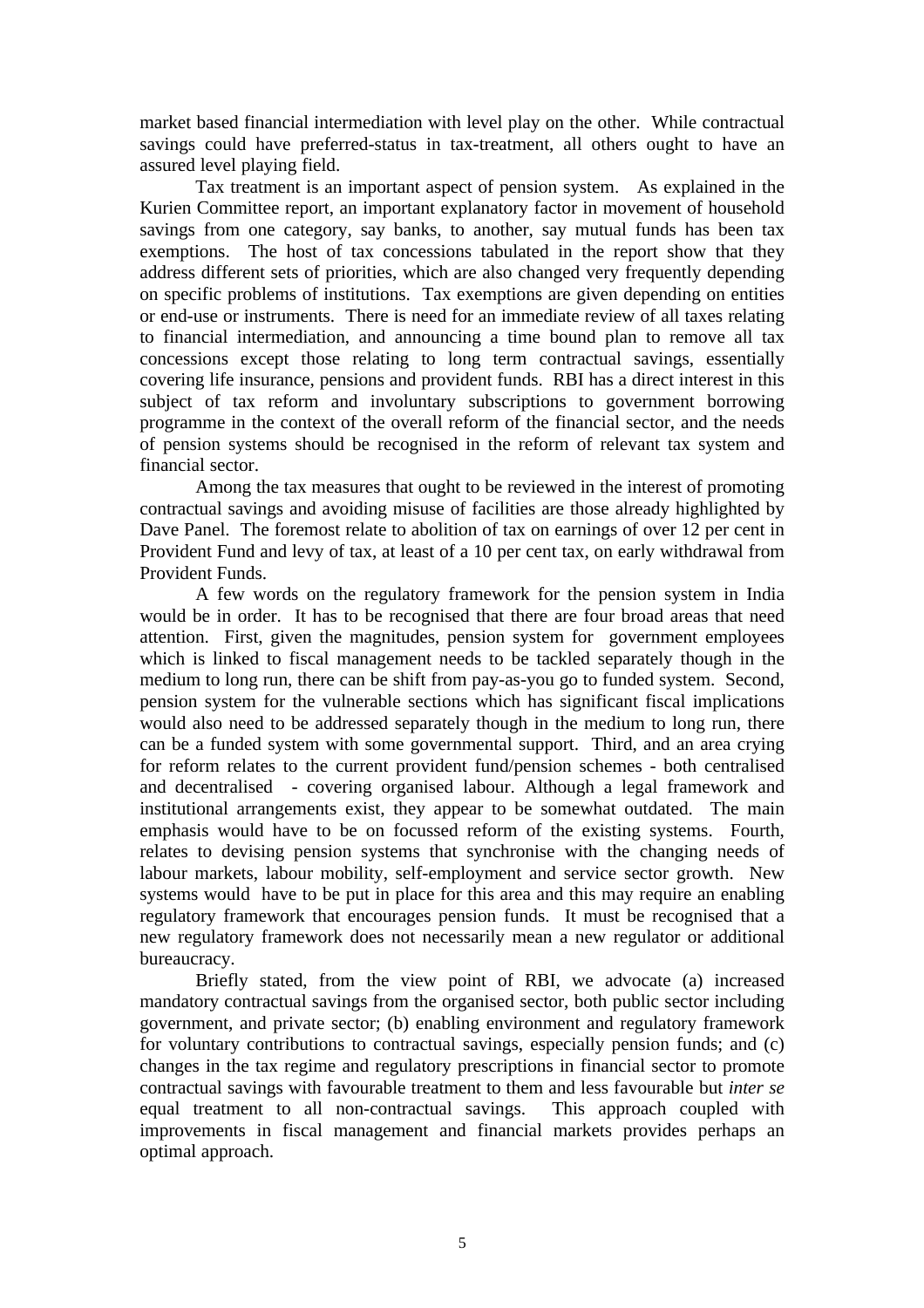market based financial intermediation with level play on the other. While contractual savings could have preferred-status in tax-treatment, all others ought to have an assured level playing field.

Tax treatment is an important aspect of pension system. As explained in the Kurien Committee report, an important explanatory factor in movement of household savings from one category, say banks, to another, say mutual funds has been tax exemptions. The host of tax concessions tabulated in the report show that they address different sets of priorities, which are also changed very frequently depending on specific problems of institutions. Tax exemptions are given depending on entities or end-use or instruments. There is need for an immediate review of all taxes relating to financial intermediation, and announcing a time bound plan to remove all tax concessions except those relating to long term contractual savings, essentially covering life insurance, pensions and provident funds. RBI has a direct interest in this subject of tax reform and involuntary subscriptions to government borrowing programme in the context of the overall reform of the financial sector, and the needs of pension systems should be recognised in the reform of relevant tax system and financial sector.

Among the tax measures that ought to be reviewed in the interest of promoting contractual savings and avoiding misuse of facilities are those already highlighted by Dave Panel. The foremost relate to abolition of tax on earnings of over 12 per cent in Provident Fund and levy of tax, at least of a 10 per cent tax, on early withdrawal from Provident Funds.

A few words on the regulatory framework for the pension system in India would be in order. It has to be recognised that there are four broad areas that need attention. First, given the magnitudes, pension system for government employees which is linked to fiscal management needs to be tackled separately though in the medium to long run, there can be shift from pay-as-you go to funded system. Second, pension system for the vulnerable sections which has significant fiscal implications would also need to be addressed separately though in the medium to long run, there can be a funded system with some governmental support. Third, and an area crying for reform relates to the current provident fund/pension schemes - both centralised and decentralised - covering organised labour. Although a legal framework and institutional arrangements exist, they appear to be somewhat outdated. The main emphasis would have to be on focussed reform of the existing systems. Fourth, relates to devising pension systems that synchronise with the changing needs of labour markets, labour mobility, self-employment and service sector growth. New systems would have to be put in place for this area and this may require an enabling regulatory framework that encourages pension funds. It must be recognised that a new regulatory framework does not necessarily mean a new regulator or additional bureaucracy.

Briefly stated, from the view point of RBI, we advocate (a) increased mandatory contractual savings from the organised sector, both public sector including government, and private sector; (b) enabling environment and regulatory framework for voluntary contributions to contractual savings, especially pension funds; and (c) changes in the tax regime and regulatory prescriptions in financial sector to promote contractual savings with favourable treatment to them and less favourable but *inter se* equal treatment to all non-contractual savings. This approach coupled with improvements in fiscal management and financial markets provides perhaps an optimal approach.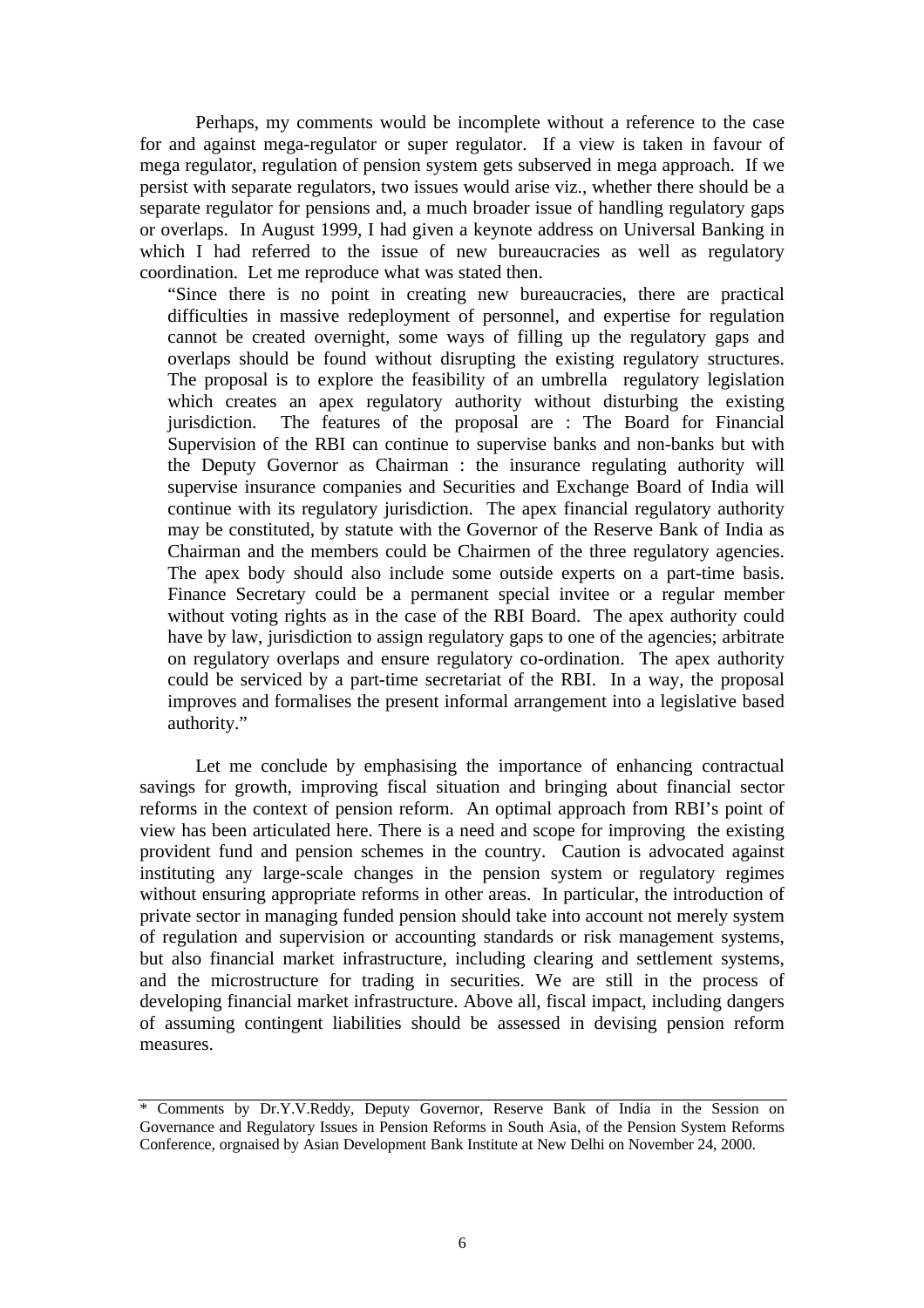Perhaps, my comments would be incomplete without a reference to the case for and against mega-regulator or super regulator. If a view is taken in favour of mega regulator, regulation of pension system gets subserved in mega approach. If we persist with separate regulators, two issues would arise viz., whether there should be a separate regulator for pensions and, a much broader issue of handling regulatory gaps or overlaps. In August 1999, I had given a keynote address on Universal Banking in which I had referred to the issue of new bureaucracies as well as regulatory coordination. Let me reproduce what was stated then.

> "Since there is no point in creating new bureaucracies, there are practical difficulties in massive redeployment of personnel, and expertise for regulation cannot be created overnight, some ways of filling up the regulatory gaps and overlaps should be found without disrupting the existing regulatory structures. The proposal is to explore the feasibility of an umbrella regulatory legislation which creates an apex regulatory authority without disturbing the existing jurisdiction. The features of the proposal are : The Board for Financial Supervision of the RBI can continue to supervise banks and non-banks but with the Deputy Governor as Chairman : the insurance regulating authority will supervise insurance companies and Securities and Exchange Board of India will continue with its regulatory jurisdiction. The apex financial regulatory authority may be constituted, by statute with the Governor of the Reserve Bank of India as Chairman and the members could be Chairmen of the three regulatory agencies. The apex body should also include some outside experts on a part-time basis. Finance Secretary could be a permanent special invitee or a regular member without voting rights as in the case of the RBI Board. The apex authority could have by law, jurisdiction to assign regulatory gaps to one of the agencies; arbitrate on regulatory overlaps and ensure regulatory co-ordination. The apex authority could be serviced by a part-time secretariat of the RBI. In a way, the proposal improves and formalises the present informal arrangement into a legislative based authority."

Let me conclude by emphasising the importance of enhancing contractual savings for growth, improving fiscal situation and bringing about financial sector reforms in the context of pension reform. An optimal approach from RBI's point of view has been articulated here. There is a need and scope for improving the existing provident fund and pension schemes in the country. Caution is advocated against instituting any large-scale changes in the pension system or regulatory regimes without ensuring appropriate reforms in other areas. In particular, the introduction of private sector in managing funded pension should take into account not merely system of regulation and supervision or accounting standards or risk management systems, but also financial market infrastructure, including clearing and settlement systems, and the microstructure for trading in securities. We are still in the process of developing financial market infrastructure. Above all, fiscal impact, including dangers of assuming contingent liabilities should be assessed in devising pension reform measures.

---

* Comments by Dr.Y.V.Reddy, Deputy Governor, Reserve Bank of India in the Session on Governance and Regulatory Issues in Pension Reforms in South Asia, of the Pension System Reforms Conference, orgnaised by Asian Development Bank Institute at New Delhi on November 24, 2000.